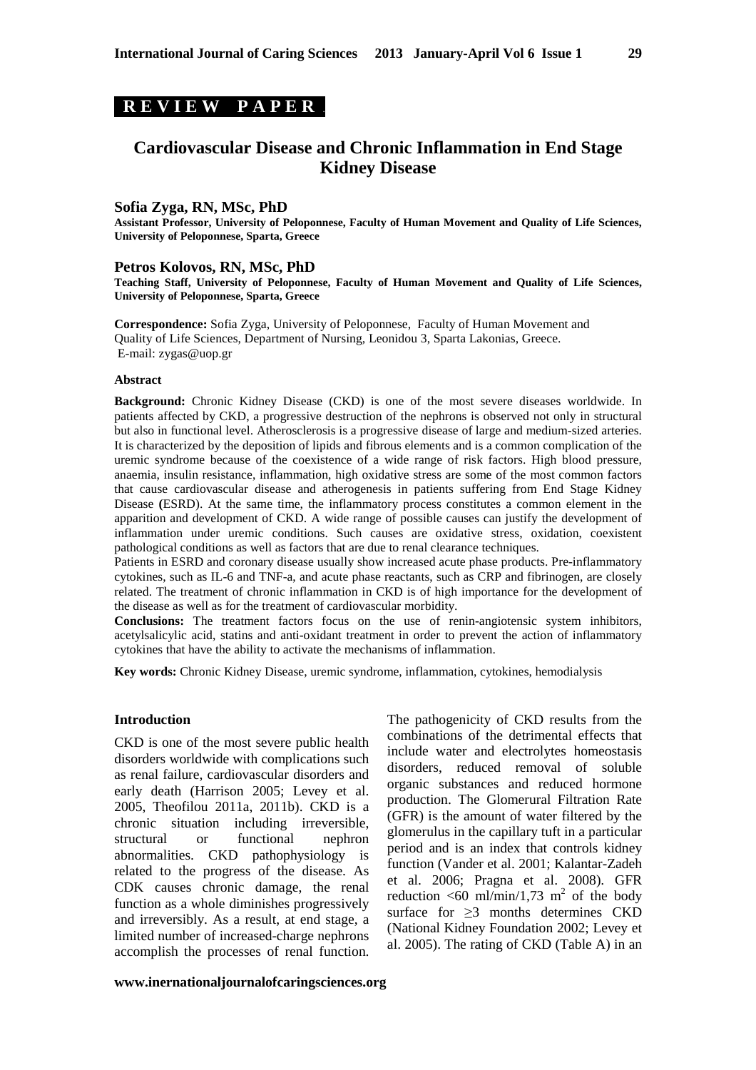**REVIEW PAPER**

# Cardiovascular Disease and Chronic Inflammation in End Stage Kidney Disease

**Sofia Zyga, RN, MSc, PhD**
**Assistant Professor, University of Peloponnese, Faculty of Human Movement and Quality of Life Sciences, University of Peloponnese, Sparta, Greece**

**Petros Kolovos, RN, MSc, PhD**
**Teaching Staff, University of Peloponnese, Faculty of Human Movement and Quality of Life Sciences, University of Peloponnese, Sparta, Greece**

**Correspondence:** Sofia Zyga, University of Peloponnese, Faculty of Human Movement and Quality of Life Sciences, Department of Nursing, Leonidou 3, Sparta Lakonias, Greece.
E-mail: zygas@uop.gr

#### Abstract

**Background:** Chronic Kidney Disease (CKD) is one of the most severe diseases worldwide. In patients affected by CKD, a progressive destruction of the nephrons is observed not only in structural but also in functional level. Atherosclerosis is a progressive disease of large and medium-sized arteries. It is characterized by the deposition of lipids and fibrous elements and is a common complication of the uremic syndrome because of the coexistence of a wide range of risk factors. High blood pressure, anaemia, insulin resistance, inflammation, high oxidative stress are some of the most common factors that cause cardiovascular disease and atherogenesis in patients suffering from End Stage Kidney Disease **(**ESRD). At the same time, the inflammatory process constitutes a common element in the apparition and development of CKD. A wide range of possible causes can justify the development of inflammation under uremic conditions. Such causes are oxidative stress, oxidation, coexistent pathological conditions as well as factors that are due to renal clearance techniques.

Patients in ESRD and coronary disease usually show increased acute phase products. Pre-inflammatory cytokines, such as IL-6 and TNF-a, and acute phase reactants, such as CRP and fibrinogen, are closely related. The treatment of chronic inflammation in CKD is of high importance for the development of the disease as well as for the treatment of cardiovascular morbidity.

**Conclusions:** The treatment factors focus on the use of renin-angiotensic system inhibitors, acetylsalicylic acid, statins and anti-oxidant treatment in order to prevent the action of inflammatory cytokines that have the ability to activate the mechanisms of inflammation.

**Key words:** Chronic Kidney Disease, uremic syndrome, inflammation, cytokines, hemodialysis

#### Introduction

CKD is one of the most severe public health disorders worldwide with complications such as renal failure, cardiovascular disorders and early death (Harrison 2005; Levey et al. 2005, Theofilou 2011a, 2011b). CKD is a chronic situation including irreversible, structural or functional nephron abnormalities. CKD pathophysiology is related to the progress of the disease. As CDK causes chronic damage, the renal function as a whole diminishes progressively and irreversibly. As a result, at end stage, a limited number of increased-charge nephrons accomplish the processes of renal function. The pathogenicity of CKD results from the combinations of the detrimental effects that include water and electrolytes homeostasis disorders, reduced removal of soluble organic substances and reduced hormone production. The Glomerural Filtration Rate (GFR) is the amount of water filtered by the glomerulus in the capillary tuft in a particular period and is an index that controls kidney function (Vander et al. 2001; Kalantar-Zadeh et al. 2006; Pragna et al. 2008). GFR reduction <60 ml/min/1,73 $m^2$ of the body surface for ≥3 months determines CKD (National Kidney Foundation 2002; Levey et al. 2005). The rating of CKD (Table A) in an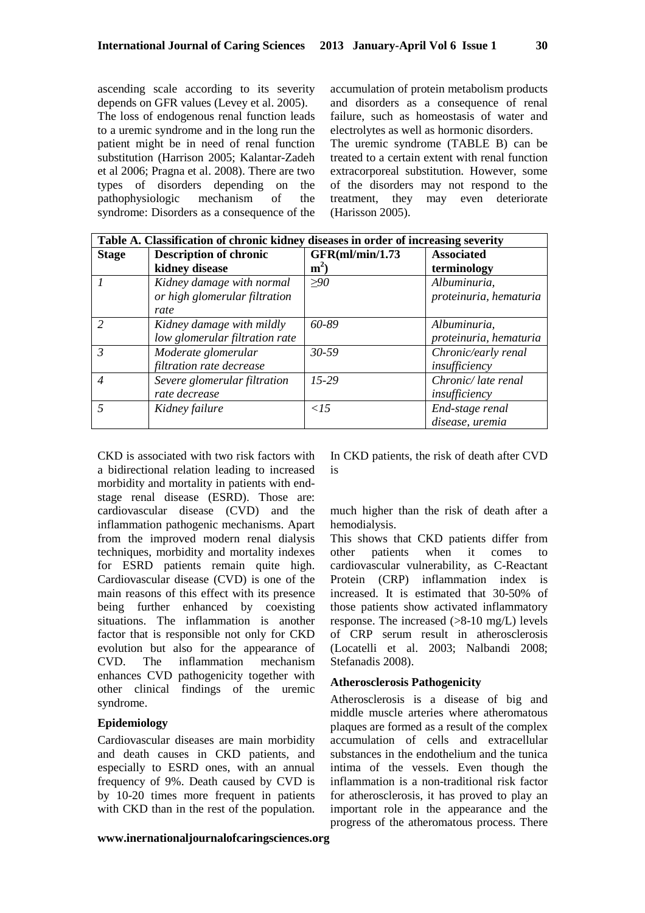ascending scale according to its severity depends on GFR values (Levey et al. 2005).

The loss of endogenous renal function leads to a uremic syndrome and in the long run the patient might be in need of renal function substitution (Harrison 2005; Kalantar-Zadeh et al 2006; Pragna et al. 2008). There are two types of disorders depending on the pathophysiologic mechanism of the syndrome: Disorders as a consequence of the accumulation of protein metabolism products and disorders as a consequence of renal failure, such as homeostasis of water and electrolytes as well as hormonic disorders.

The uremic syndrome (TABLE B) can be treated to a certain extent with renal function extracorporeal substitution. However, some of the disorders may not respond to the treatment, they may even deteriorate (Harisson 2005).

**Table A. Classification of chronic kidney diseases in order of increasing severity**

| Stage | Description of chronic kidney disease | GFR(ml/min/1.73 $m^2$) | Associated terminology |
|---|---|---|---|
| *1* | *Kidney damage with normal or high glomerular filtration rate* | *≥90* | *Albuminuria, proteinuria, hematuria* |
| *2* | *Kidney damage with mildly low glomerular filtration rate* | *60-89* | *Albuminuria, proteinuria, hematuria* |
| *3* | *Moderate glomerular filtration rate decrease* | *30-59* | *Chronic/early renal insufficiency* |
| *4* | *Severe glomerular filtration rate decrease* | *15-29* | *Chronic/ late renal insufficiency* |
| *5* | *Kidney failure* | *<15* | *End-stage renal disease, uremia* |

CKD is associated with two risk factors with a bidirectional relation leading to increased morbidity and mortality in patients with end-stage renal disease (ESRD). Those are: cardiovascular disease (CVD) and the inflammation pathogenic mechanisms. Apart from the improved modern renal dialysis techniques, morbidity and mortality indexes for ESRD patients remain quite high. Cardiovascular disease (CVD) is one of the main reasons of this effect with its presence being further enhanced by coexisting situations. The inflammation is another factor that is responsible not only for CKD evolution but also for the appearance of CVD. The inflammation mechanism enhances CVD pathogenicity together with other clinical findings of the uremic syndrome.

### Epidemiology

Cardiovascular diseases are main morbidity and death causes in CKD patients, and especially to ESRD ones, with an annual frequency of 9%. Death caused by CVD is by 10-20 times more frequent in patients with CKD than in the rest of the population. In CKD patients, the risk of death after CVD is much higher than the risk of death after a hemodialysis.

This shows that CKD patients differ from other patients when it comes to cardiovascular vulnerability, as C-Reactant Protein (CRP) inflammation index is increased. It is estimated that 30-50% of those patients show activated inflammatory response. The increased (>8-10 mg/L) levels of CRP serum result in atherosclerosis (Locatelli et al. 2003; Nalbandi 2008; Stefanadis 2008).

### Atherosclerosis Pathogenicity

Atherosclerosis is a disease of big and middle muscle arteries where atheromatous plaques are formed as a result of the complex accumulation of cells and extracellular substances in the endothelium and the tunica intima of the vessels. Even though the inflammation is a non-traditional risk factor for atherosclerosis, it has proved to play an important role in the appearance and the progress of the atheromatous process. There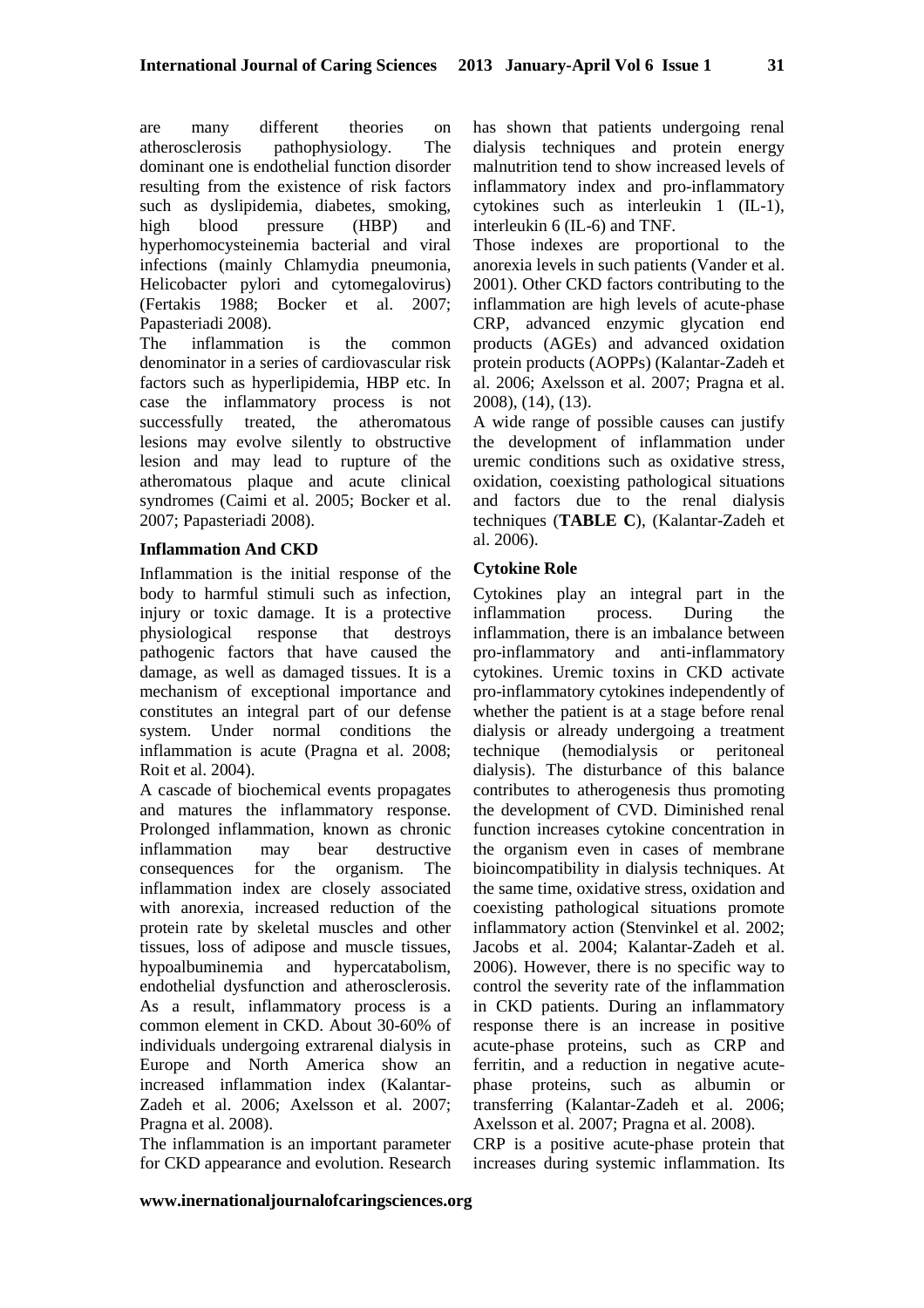are many different theories on atherosclerosis pathophysiology. The dominant one is endothelial function disorder resulting from the existence of risk factors such as dyslipidemia, diabetes, smoking, high blood pressure (HBP) and hyperhomocysteinemia bacterial and viral infections (mainly Chlamydia pneumonia, Helicobacter pylori and cytomegalovirus) (Fertakis 1988; Bocker et al. 2007; Papasteriadi 2008).

The inflammation is the common denominator in a series of cardiovascular risk factors such as hyperlipidemia, HBP etc. In case the inflammatory process is not successfully treated, the atheromatous lesions may evolve silently to obstructive lesion and may lead to rupture of the atheromatous plaque and acute clinical syndromes (Caimi et al. 2005; Bocker et al. 2007; Papasteriadi 2008).

**Inflammation And CKD**

Inflammation is the initial response of the body to harmful stimuli such as infection, injury or toxic damage. It is a protective physiological response that destroys pathogenic factors that have caused the damage, as well as damaged tissues. It is a mechanism of exceptional importance and constitutes an integral part of our defense system. Under normal conditions the inflammation is acute (Pragna et al. 2008; Roit et al. 2004).

A cascade of biochemical events propagates and matures the inflammatory response. Prolonged inflammation, known as chronic inflammation may bear destructive consequences for the organism. The inflammation index are closely associated with anorexia, increased reduction of the protein rate by skeletal muscles and other tissues, loss of adipose and muscle tissues, hypoalbuminemia and hypercatabolism, endothelial dysfunction and atherosclerosis. As a result, inflammatory process is a common element in CKD. About 30-60% of individuals undergoing extrarenal dialysis in Europe and North America show an increased inflammation index (Kalantar-Zadeh et al. 2006; Axelsson et al. 2007; Pragna et al. 2008).

The inflammation is an important parameter for CKD appearance and evolution. Research has shown that patients undergoing renal dialysis techniques and protein energy malnutrition tend to show increased levels of inflammatory index and pro-inflammatory cytokines such as interleukin 1 (IL-1), interleukin 6 (IL-6) and TNF.

Those indexes are proportional to the anorexia levels in such patients (Vander et al. 2001). Other CKD factors contributing to the inflammation are high levels of acute-phase CRP, advanced enzymic glycation end products (AGEs) and advanced oxidation protein products (AOPPs) (Kalantar-Zadeh et al. 2006; Axelsson et al. 2007; Pragna et al. 2008), (14), (13).

A wide range of possible causes can justify the development of inflammation under uremic conditions such as oxidative stress, oxidation, coexisting pathological situations and factors due to the renal dialysis techniques (**TABLE C**), (Kalantar-Zadeh et al. 2006).

**Cytokine Role**

Cytokines play an integral part in the inflammation process. During the inflammation, there is an imbalance between pro-inflammatory and anti-inflammatory cytokines. Uremic toxins in CKD activate pro-inflammatory cytokines independently of whether the patient is at a stage before renal dialysis or already undergoing a treatment technique (hemodialysis or peritoneal dialysis). The disturbance of this balance contributes to atherogenesis thus promoting the development of CVD. Diminished renal function increases cytokine concentration in the organism even in cases of membrane bioincompatibility in dialysis techniques. At the same time, oxidative stress, oxidation and coexisting pathological situations promote inflammatory action (Stenvinkel et al. 2002; Jacobs et al. 2004; Kalantar-Zadeh et al. 2006). However, there is no specific way to control the severity rate of the inflammation in CKD patients. During an inflammatory response there is an increase in positive acute-phase proteins, such as CRP and ferritin, and a reduction in negative acute-phase proteins, such as albumin or transferring (Kalantar-Zadeh et al. 2006; Axelsson et al. 2007; Pragna et al. 2008).

CRP is a positive acute-phase protein that increases during systemic inflammation. Its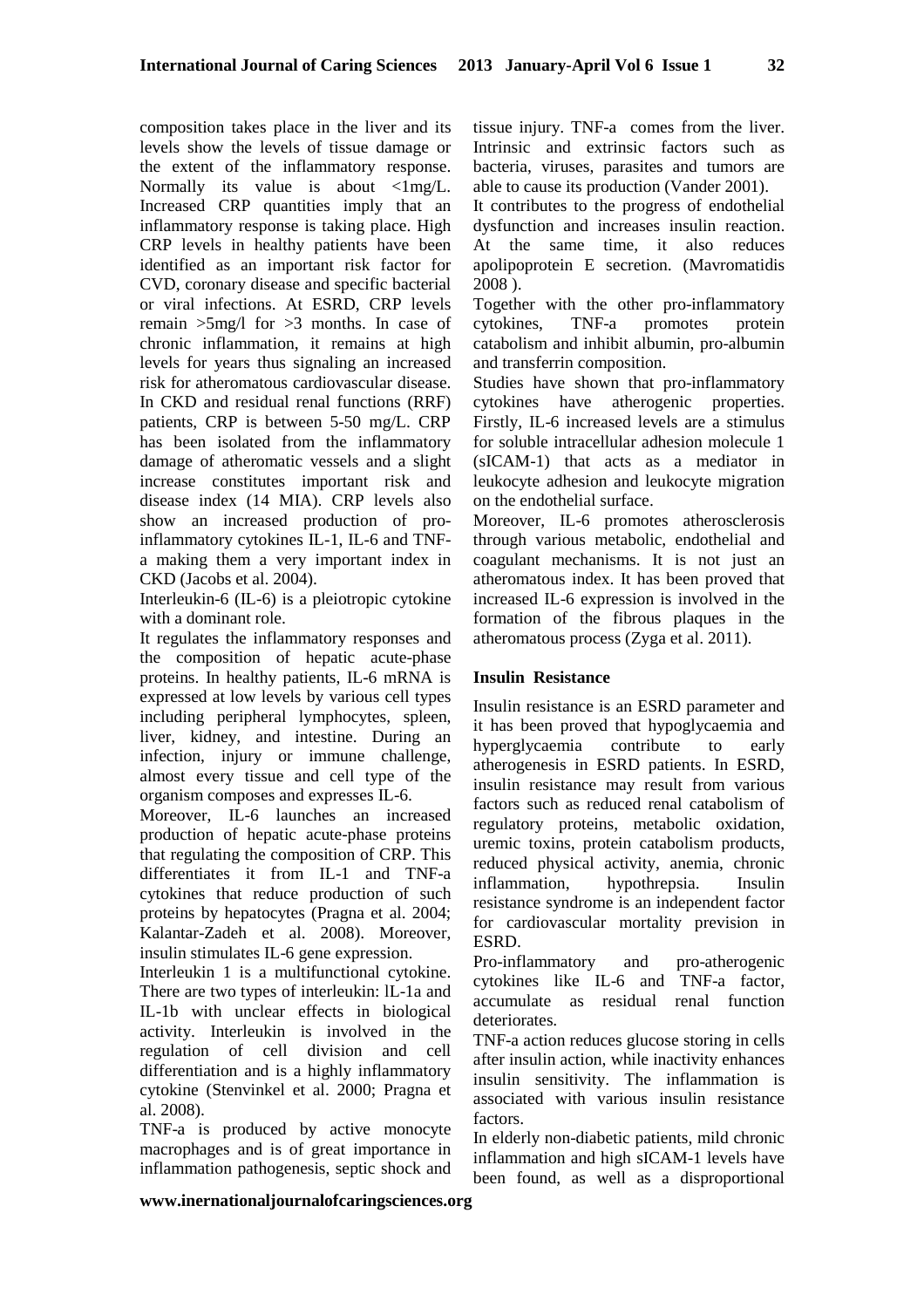composition takes place in the liver and its levels show the levels of tissue damage or the extent of the inflammatory response. Normally its value is about <1mg/L. Increased CRP quantities imply that an inflammatory response is taking place. High CRP levels in healthy patients have been identified as an important risk factor for CVD, coronary disease and specific bacterial or viral infections. At ESRD, CRP levels remain >5mg/l for >3 months. In case of chronic inflammation, it remains at high levels for years thus signaling an increased risk for atheromatous cardiovascular disease. In CKD and residual renal functions (RRF) patients, CRP is between 5-50 mg/L. CRP has been isolated from the inflammatory damage of atheromatic vessels and a slight increase constitutes important risk and disease index (14 MIA). CRP levels also show an increased production of pro-inflammatory cytokines IL-1, IL-6 and TNF-a making them a very important index in CKD (Jacobs et al. 2004).

Interleukin-6 (IL-6) is a pleiotropic cytokine with a dominant role.

It regulates the inflammatory responses and the composition of hepatic acute-phase proteins. In healthy patients, IL-6 mRNA is expressed at low levels by various cell types including peripheral lymphocytes, spleen, liver, kidney, and intestine. During an infection, injury or immune challenge, almost every tissue and cell type of the organism composes and expresses IL-6.

Moreover, IL-6 launches an increased production of hepatic acute-phase proteins that regulating the composition of CRP. This differentiates it from IL-1 and TNF-a cytokines that reduce production of such proteins by hepatocytes (Pragna et al. 2004; Kalantar-Zadeh et al. 2008). Moreover, insulin stimulates IL-6 gene expression.

Interleukin 1 is a multifunctional cytokine. There are two types of interleukin: lL-1a and IL-1b with unclear effects in biological activity. Interleukin is involved in the regulation of cell division and cell differentiation and is a highly inflammatory cytokine (Stenvinkel et al. 2000; Pragna et al. 2008).

TNF-a is produced by active monocyte macrophages and is of great importance in inflammation pathogenesis, septic shock and tissue injury. TNF-a comes from the liver. Intrinsic and extrinsic factors such as bacteria, viruses, parasites and tumors are able to cause its production (Vander 2001).

It contributes to the progress of endothelial dysfunction and increases insulin reaction. At the same time, it also reduces apolipoprotein E secretion. (Mavromatidis 2008 ).

Together with the other pro-inflammatory cytokines, TNF-a promotes protein catabolism and inhibit albumin, pro-albumin and transferrin composition.

Studies have shown that pro-inflammatory cytokines have atherogenic properties. Firstly, IL-6 increased levels are a stimulus for soluble intracellular adhesion molecule 1 (sICAM-1) that acts as a mediator in leukocyte adhesion and leukocyte migration on the endothelial surface.

Moreover, IL-6 promotes atherosclerosis through various metabolic, endothelial and coagulant mechanisms. It is not just an atheromatous index. It has been proved that increased IL-6 expression is involved in the formation of the fibrous plaques in the atheromatous process (Zyga et al. 2011).

**Insulin Resistance**

Insulin resistance is an ESRD parameter and it has been proved that hypoglycaemia and hyperglycaemia contribute to early atherogenesis in ESRD patients. In ESRD, insulin resistance may result from various factors such as reduced renal catabolism of regulatory proteins, metabolic oxidation, uremic toxins, protein catabolism products, reduced physical activity, anemia, chronic inflammation, hypothrepsia. Insulin resistance syndrome is an independent factor for cardiovascular mortality prevision in ESRD.

Pro-inflammatory and pro-atherogenic cytokines like IL-6 and TNF-a factor, accumulate as residual renal function deteriorates.

TNF-a action reduces glucose storing in cells after insulin action, while inactivity enhances insulin sensitivity. The inflammation is associated with various insulin resistance factors.

In elderly non-diabetic patients, mild chronic inflammation and high sICAM-1 levels have been found, as well as a disproportional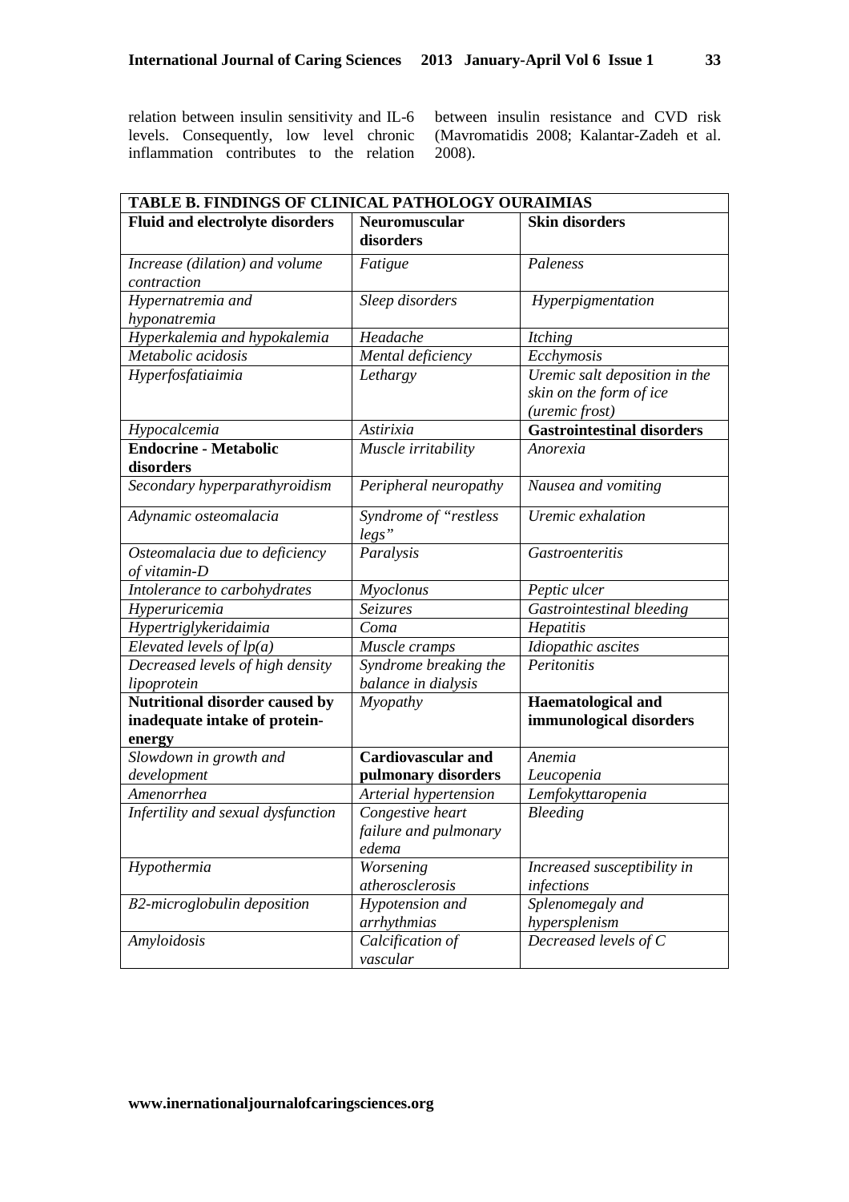relation between insulin sensitivity and IL-6 levels. Consequently, low level chronic inflammation contributes to the relation between insulin resistance and CVD risk (Mavromatidis 2008; Kalantar-Zadeh et al. 2008).

| TABLE B. FINDINGS OF CLINICAL PATHOLOGY OURAIMIAS | | |
|---|---|---|
| **Fluid and electrolyte disorders** | **Neuromuscular disorders** | **Skin disorders** |
| *Increase (dilation) and volume contraction* | *Fatigue* | *Paleness* |
| *Hypernatremia and hyponatremia* | *Sleep disorders* | *Hyperpigmentation* |
| *Hyperkalemia and hypokalemia* | *Headache* | *Itching* |
| *Metabolic acidosis* | *Mental deficiency* | *Ecchymosis* |
| *Hyperfosfatiaimia* | *Lethargy* | *Uremic salt deposition in the skin on the form of ice (uremic frost)* |
| *Hypocalcemia* | *Astirixia* | **Gastrointestinal disorders** |
| **Endocrine - Metabolic disorders** | *Muscle irritability* | *Anorexia* |
| *Secondary hyperparathyroidism* | *Peripheral neuropathy* | *Nausea and vomiting* |
| *Adynamic osteomalacia* | *Syndrome of "restless legs"* | *Uremic exhalation* |
| *Osteomalacia due to deficiency of vitamin-D* | *Paralysis* | *Gastroenteritis* |
| *Intolerance to carbohydrates* | *Myoclonus* | *Peptic ulcer* |
| *Hyperuricemia* | *Seizures* | *Gastrointestinal bleeding* |
| *Hypertriglykeridaimia* | *Coma* | *Hepatitis* |
| *Elevated levels of lp(a)* | *Muscle cramps* | *Idiopathic ascites* |
| *Decreased levels of high density lipoprotein* | *Syndrome breaking the balance in dialysis* | *Peritonitis* |
| **Nutritional disorder caused by inadequate intake of protein-energy** | *Myopathy* | **Haematological and immunological disorders** |
| *Slowdown in growth and development* | **Cardiovascular and pulmonary disorders** | *Anemia* *Leucopenia* |
| *Amenorrhea* | *Arterial hypertension* | *Lemfokyttaropenia* |
| *Infertility and sexual dysfunction* | *Congestive heart failure and pulmonary edema* | *Bleeding* |
| *Hypothermia* | *Worsening atherosclerosis* | *Increased susceptibility in infections* |
| *B2-microglobulin deposition* | *Hypotension and arrhythmias* | *Splenomegaly and hypersplenism* |
| *Amyloidosis* | *Calcification of vascular* | *Decreased levels of C* |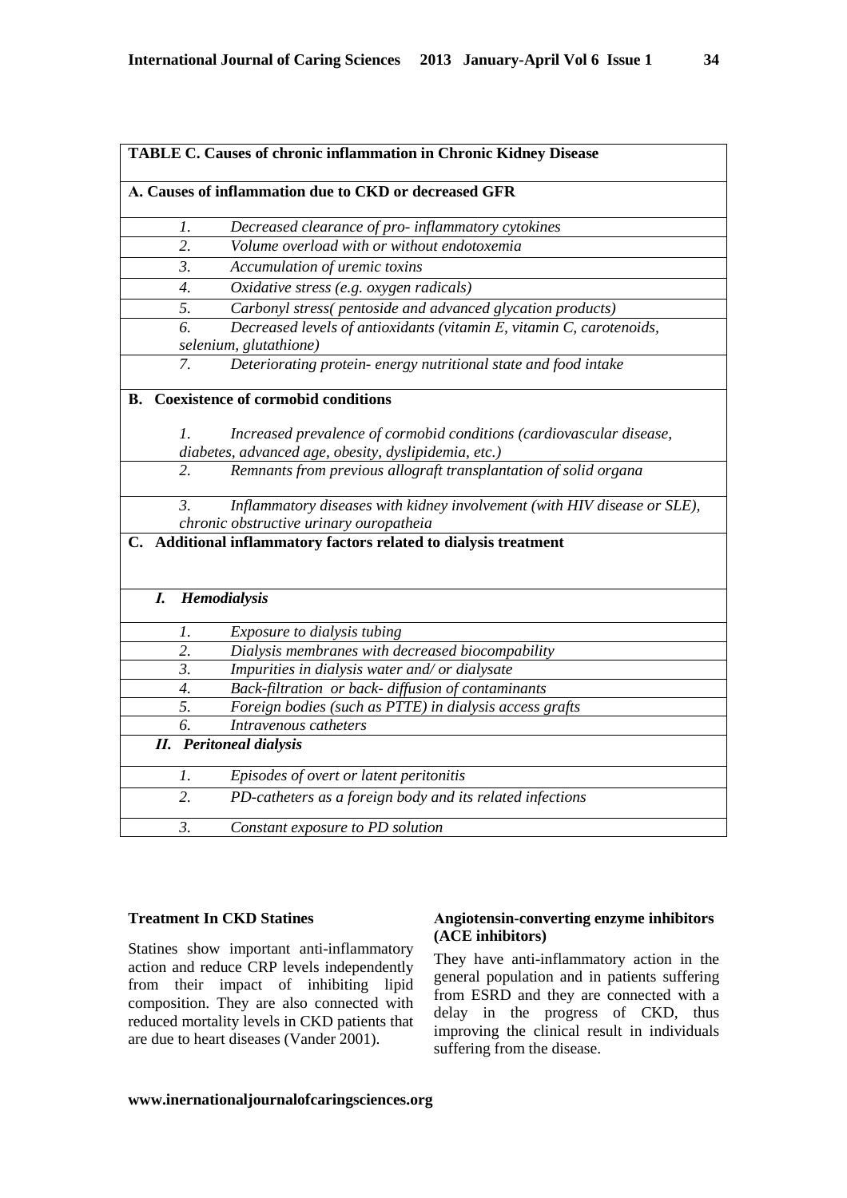| TABLE C. Causes of chronic inflammation in Chronic Kidney Disease |
|---|
| **A. Causes of inflammation due to CKD or decreased GFR** |
| *1. Decreased clearance of pro- inflammatory cytokines* |
| *2. Volume overload with or without endotoxemia* |
| *3. Accumulation of uremic toxins* |
| *4. Oxidative stress (e.g. oxygen radicals)* |
| *5. Carbonyl stress( pentoside and advanced glycation products)* |
| *6. Decreased levels of antioxidants (vitamin E, vitamin C, carotenoids, selenium, glutathione)* |
| *7. Deteriorating protein- energy nutritional state and food intake* |
| **B. Coexistence of cormobid conditions** |
| *1. Increased prevalence of cormobid conditions (cardiovascular disease, diabetes, advanced age, obesity, dyslipidemia, etc.)* |
| *2. Remnants from previous allograft transplantation of solid organa* |
| *3. Inflammatory diseases with kidney involvement (with HIV disease or SLE), chronic obstructive urinary ouropatheia* |
| **C. Additional inflammatory factors related to dialysis treatment** |
| ***I. Hemodialysis*** |
| *1. Exposure to dialysis tubing* |
| *2. Dialysis membranes with decreased biocompability* |
| *3. Impurities in dialysis water and/ or dialysate* |
| *4. Back-filtration or back- diffusion of contaminants* |
| *5. Foreign bodies (such as PTTE) in dialysis access grafts* |
| *6. Intravenous catheters* |
| ***II. Peritoneal dialysis*** |
| *1. Episodes of overt or latent peritonitis* |
| *2. PD-catheters as a foreign body and its related infections* |
| *3. Constant exposure to PD solution* |

**Treatment In CKD Statines**

Statines show important anti-inflammatory action and reduce CRP levels independently from their impact of inhibiting lipid composition. They are also connected with reduced mortality levels in CKD patients that are due to heart diseases (Vander 2001).

**Angiotensin-converting enzyme inhibitors (ACE inhibitors)**

They have anti-inflammatory action in the general population and in patients suffering from ESRD and they are connected with a delay in the progress of CKD, thus improving the clinical result in individuals suffering from the disease.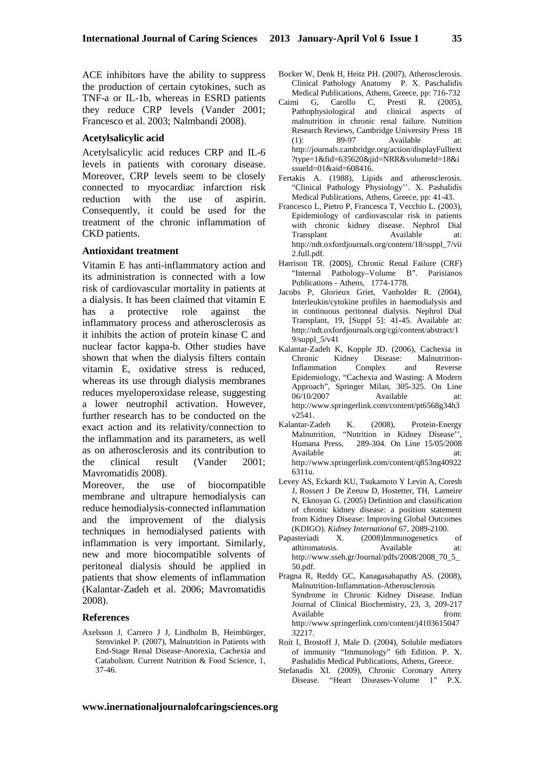ACE inhibitors have the ability to suppress the production of certain cytokines, such as TNF-a or IL-1b, whereas in ESRD patients they reduce CRP levels (Vander 2001; Francesco et al. 2003; Nalmbandi 2008).

### Acetylsalicylic acid

Acetylsalicylic acid reduces CRP and IL-6 levels in patients with coronary disease. Moreover, CRP levels seem to be closely connected to myocardiac infarction risk reduction with the use of aspirin. Consequently, it could be used for the treatment of the chronic inflammation of CKD patients.

### Antioxidant treatment

Vitamin E has anti-inflammatory action and its administration is connected with a low risk of cardiovascular mortality in patients at a dialysis. It has been claimed that vitamin E has a protective role against the inflammatory process and atherosclerosis as it inhibits the action of protein kinase C and nuclear factor kappa-b. Other studies have shown that when the dialysis filters contain vitamin E, oxidative stress is reduced, whereas its use through dialysis membranes reduces myeloperoxidase release, suggesting a lower neutrophil activation. However, further research has to be conducted on the exact action and its relativity/connection to the inflammation and its parameters, as well as on atherosclerosis and its contribution to the clinical result (Vander 2001; Mavromatidis 2008).

Moreover, the use of biocompatible membrane and ultrapure hemodialysis can reduce hemodialysis-connected inflammation and the improvement of the dialysis techniques in hemodialysed patients with inflammation is very important. Similarly, new and more biocompatible solvents of peritoneal dialysis should be applied in patients that show elements of inflammation (Kalantar-Zadeh et al. 2006; Mavromatidis 2008).

### References

Axelsson J, Carrero J J, Lindholm B, Heimbürger, Stenvinkel P. (2007), Malnutrition in Patients with End-Stage Renal Disease-Anorexia, Cachexia and Catabolism. Current Nutrition & Food Science, 1, 37-46.

Bocker W, Denk H, Heitz PH. (2007), Atherosclerosis. Clinical Pathology Anatomy P. X. Paschalidis Medical Publications, Athens, Greece, pp: 716-732

Caimi G, Carollo C, Presti R. (2005), Pathophysiological and clinical aspects of malnutrition in chronic renal failure. Nutrition Research Reviews, Cambridge University Press 18 (1): 89-97 Available at: http://journals.cambridge.org/action/displayFulltext?type=1&fid=635620&jid=NRR&volumeId=18&issueId=01&aid=608416.

Fertakis A. (1988), Lipids and atherosclerosis. "Clinical Pathology Physiology''. X. Pashalidis Medical Publications, Athens, Greece, pp: 41-43.

Francesco L, Pietro P, Francesca T, Vecchio L. (2003), Epidemiology of cardiovascular risk in patients with chronic kidney disease. Nephrol Dial Transplant Available at: http://ndt.oxfordjournals.org/content/18/suppl_7/vii2.full.pdf.

Harrison TR. (2005), Chronic Renal Failure (CRF) "Internal Pathology–Volume B". Parisianos Publications - Athens, 1774-1778.

Jacobs P, Glorieux Griet, Vanholder R. (2004), Interleukin/cytokine profiles in haemodialysis and in continuous peritoneal dialysis. Nephrol Dial Transplant, 19, [Suppl 5]: 41-45. Available at: http://ndt.oxfordjournals.org/cgi/content/abstract/19/suppl_5/v41

Kalantar-Zadeh K, Kopple JD. (2006), Cachexia in Chronic Kidney Disease: Malnutrition-Inflammation Complex and Reverse Epidemiology, "Cachexia and Wasting: A Modern Approach", Springer Milan, 305-325. On Line 06/10/2007 Available at: http://www.springerlink.com/content/pt6568g34h3v2541.

Kalantar-Zadeh K. (2008), Protein-Energy Malnutrition, "Nutrition in Kidney Disease'', Humana Press, 289-304. On Line 15/05/2008 Available at: http://www.springerlink.com/content/q853ng409226311u.

Levey AS, Eckardt KU, Tsukamoto Y Levin A, Coresh J, Rossert J De Zeeuw D, Hostetter, TH, Lameire N, Eknoyan G. (2005) Definition and classification of chronic kidney disease: a position statement from Kidney Disease: Improving Global Outcomes (KDIGO). *Kidney International* 67, 2089-2100.

Papasteriadi X. (2008)Immunogenetics of athiromatosis. Available at: http://www.sseh.gr/Journal/pdfs/2008/2008_70_5_50.pdf.

Pragna R, Reddy GC, Kanagasabapathy AS. (2008), Malnutrition-Inflammation-Atherosclerosis Syndrome in Chronic Kidney Disease. Indian Journal of Clinical Biochemistry, 23, 3, 209-217 Available from: http://www.springerlink.com/content/j410361504732217.

Roit I, Brostoff J, Male D. (2004), Soluble mediators of immunity "Immunology" 6th Edition. P. X. Pashalidis Medical Publications, Athens, Greece.

Stefanadis XI. (2009), Chronic Coronary Artery Disease. "Heart Diseases-Volume 1" P.X.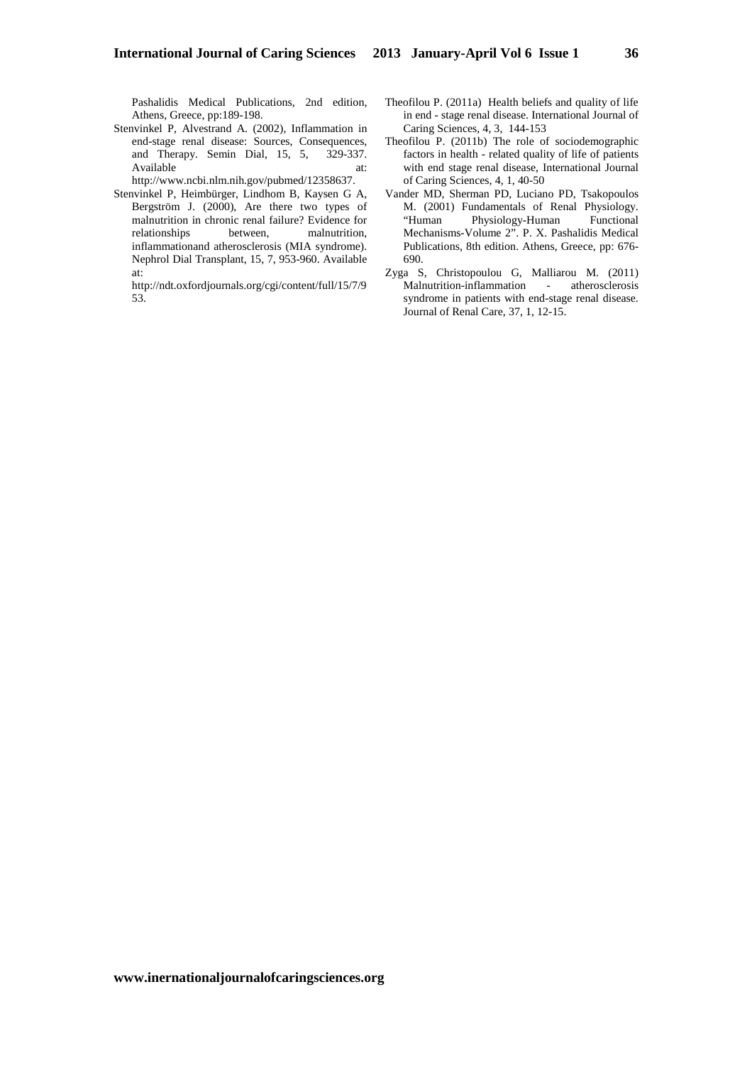Pashalidis Medical Publications, 2nd edition, Athens, Greece, pp:189-198.

Stenvinkel P, Alvestrand A. (2002), Inflammation in end-stage renal disease: Sources, Consequences, and Therapy. Semin Dial, 15, 5, 329-337. Available at: http://www.ncbi.nlm.nih.gov/pubmed/12358637.

Stenvinkel P, Heimbürger, Lindhom B, Kaysen G A, Bergström J. (2000), Are there two types of malnutrition in chronic renal failure? Evidence for relationships between, malnutrition, inflammationand atherosclerosis (MIA syndrome). Nephrol Dial Transplant, 15, 7, 953-960. Available at: http://ndt.oxfordjournals.org/cgi/content/full/15/7/953.

Theofilou P. (2011a) Health beliefs and quality of life in end - stage renal disease. International Journal of Caring Sciences, 4, 3, 144-153

Theofilou P. (2011b) The role of sociodemographic factors in health - related quality of life of patients with end stage renal disease, International Journal of Caring Sciences, 4, 1, 40-50

Vander MD, Sherman PD, Luciano PD, Tsakopoulos M. (2001) Fundamentals of Renal Physiology. "Human Physiology-Human Functional Mechanisms-Volume 2". P. X. Pashalidis Medical Publications, 8th edition. Athens, Greece, pp: 676-690.

Zyga S, Christopoulou G, Malliarou M. (2011) Malnutrition-inflammation - atherosclerosis syndrome in patients with end-stage renal disease. Journal of Renal Care, 37, 1, 12-15.